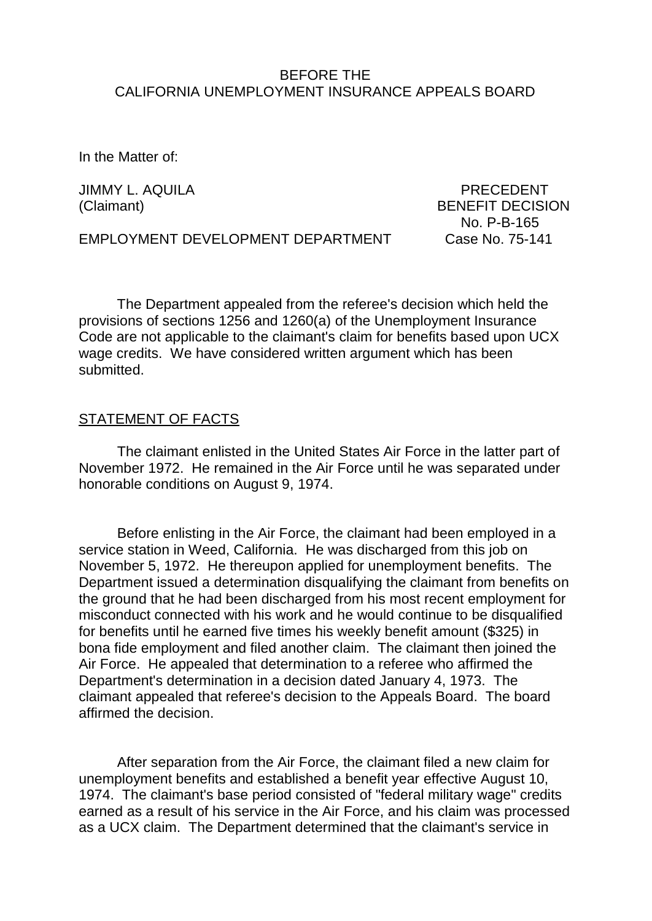BEFORE THE
CALIFORNIA UNEMPLOYMENT INSURANCE APPEALS BOARD

In the Matter of:

JIMMY L. AQUILA
(Claimant)

PRECEDENT
BENEFIT DECISION
No. P-B-165
Case No. 75-141

EMPLOYMENT DEVELOPMENT DEPARTMENT

The Department appealed from the referee's decision which held the provisions of sections 1256 and 1260(a) of the Unemployment Insurance Code are not applicable to the claimant's claim for benefits based upon UCX wage credits. We have considered written argument which has been submitted.

## STATEMENT OF FACTS

The claimant enlisted in the United States Air Force in the latter part of November 1972. He remained in the Air Force until he was separated under honorable conditions on August 9, 1974.

Before enlisting in the Air Force, the claimant had been employed in a service station in Weed, California. He was discharged from this job on November 5, 1972. He thereupon applied for unemployment benefits. The Department issued a determination disqualifying the claimant from benefits on the ground that he had been discharged from his most recent employment for misconduct connected with his work and he would continue to be disqualified for benefits until he earned five times his weekly benefit amount ($325) in bona fide employment and filed another claim. The claimant then joined the Air Force. He appealed that determination to a referee who affirmed the Department's determination in a decision dated January 4, 1973. The claimant appealed that referee's decision to the Appeals Board. The board affirmed the decision.

After separation from the Air Force, the claimant filed a new claim for unemployment benefits and established a benefit year effective August 10, 1974. The claimant's base period consisted of "federal military wage" credits earned as a result of his service in the Air Force, and his claim was processed as a UCX claim. The Department determined that the claimant's service in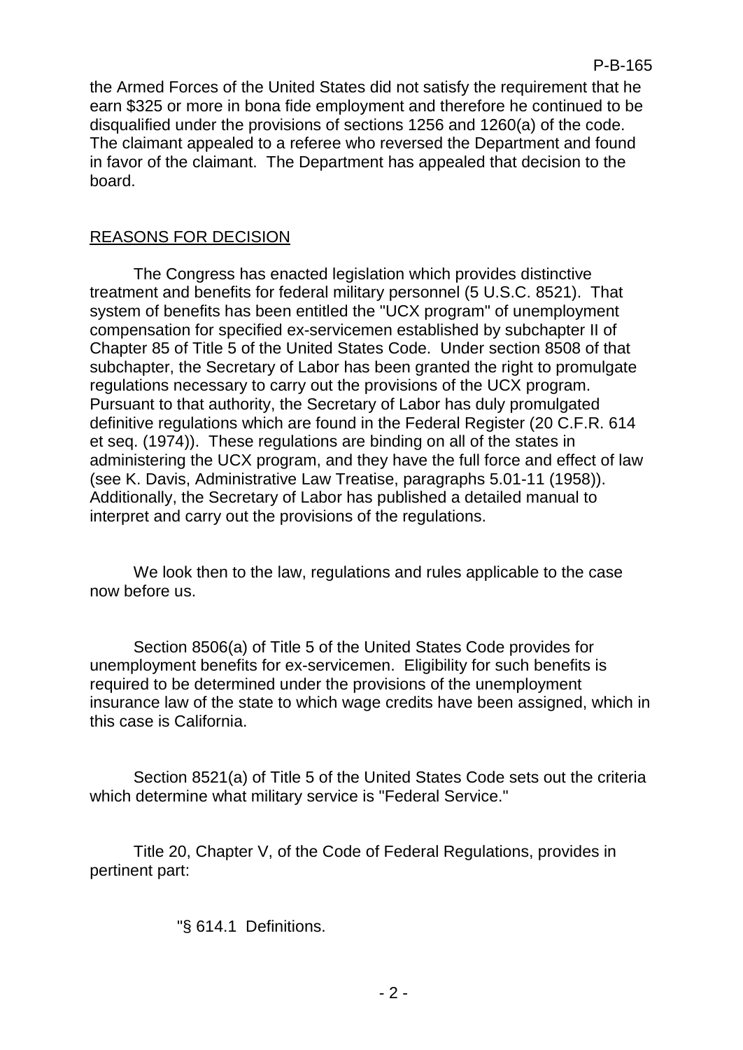the Armed Forces of the United States did not satisfy the requirement that he earn $325 or more in bona fide employment and therefore he continued to be disqualified under the provisions of sections 1256 and 1260(a) of the code. The claimant appealed to a referee who reversed the Department and found in favor of the claimant. The Department has appealed that decision to the board.

## REASONS FOR DECISION

The Congress has enacted legislation which provides distinctive treatment and benefits for federal military personnel (5 U.S.C. 8521). That system of benefits has been entitled the "UCX program" of unemployment compensation for specified ex-servicemen established by subchapter II of Chapter 85 of Title 5 of the United States Code. Under section 8508 of that subchapter, the Secretary of Labor has been granted the right to promulgate regulations necessary to carry out the provisions of the UCX program. Pursuant to that authority, the Secretary of Labor has duly promulgated definitive regulations which are found in the Federal Register (20 C.F.R. 614 et seq. (1974)). These regulations are binding on all of the states in administering the UCX program, and they have the full force and effect of law (see K. Davis, Administrative Law Treatise, paragraphs 5.01-11 (1958)). Additionally, the Secretary of Labor has published a detailed manual to interpret and carry out the provisions of the regulations.

We look then to the law, regulations and rules applicable to the case now before us.

Section 8506(a) of Title 5 of the United States Code provides for unemployment benefits for ex-servicemen. Eligibility for such benefits is required to be determined under the provisions of the unemployment insurance law of the state to which wage credits have been assigned, which in this case is California.

Section 8521(a) of Title 5 of the United States Code sets out the criteria which determine what military service is "Federal Service."

Title 20, Chapter V, of the Code of Federal Regulations, provides in pertinent part:

"§ 614.1 Definitions.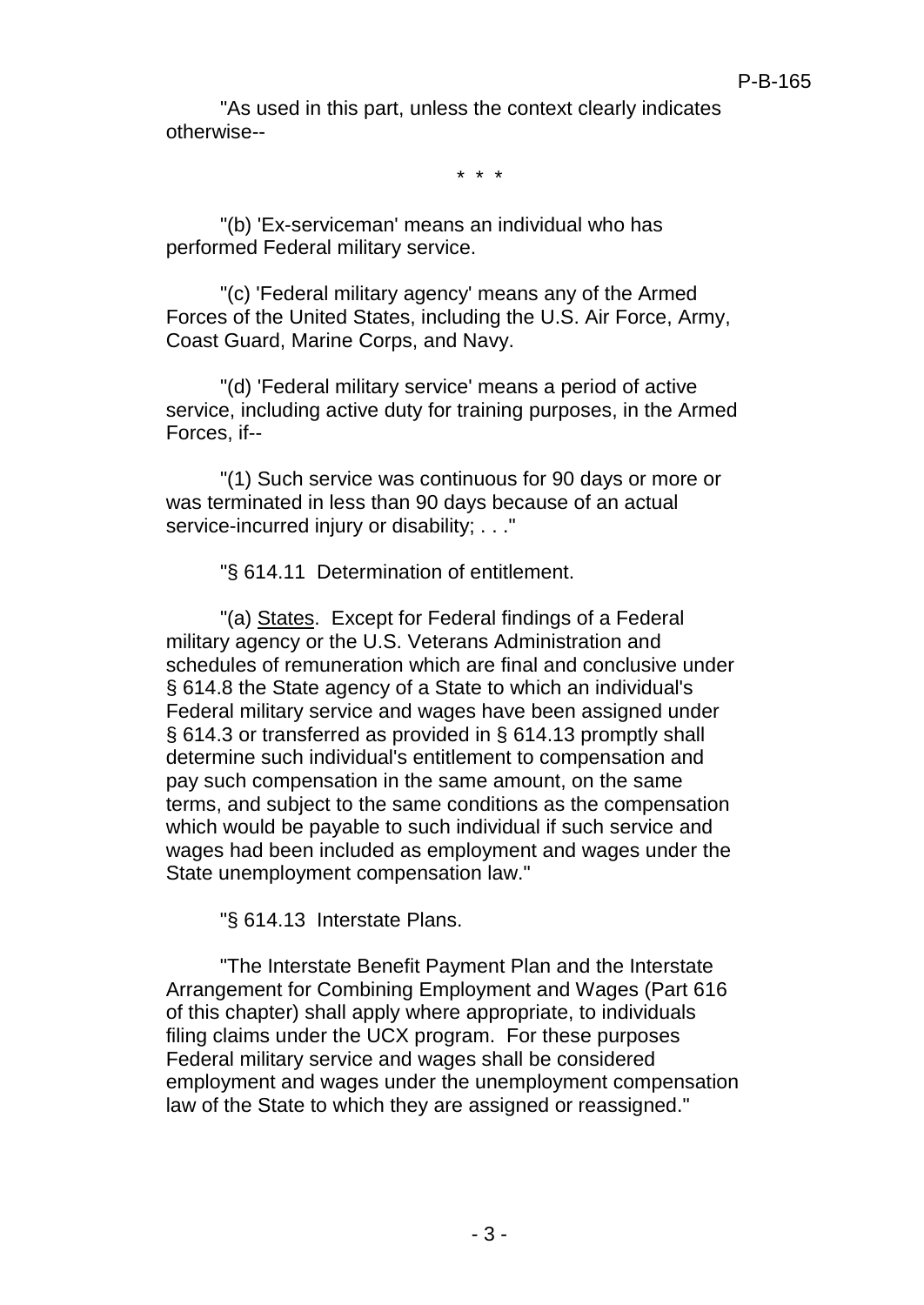"As used in this part, unless the context clearly indicates otherwise--

\* \* \*

"(b) 'Ex-serviceman' means an individual who has performed Federal military service.

"(c) 'Federal military agency' means any of the Armed Forces of the United States, including the U.S. Air Force, Army, Coast Guard, Marine Corps, and Navy.

"(d) 'Federal military service' means a period of active service, including active duty for training purposes, in the Armed Forces, if--

"(1) Such service was continuous for 90 days or more or was terminated in less than 90 days because of an actual service-incurred injury or disability; . . ."

"§ 614.11 Determination of entitlement.

"(a) States. Except for Federal findings of a Federal military agency or the U.S. Veterans Administration and schedules of remuneration which are final and conclusive under § 614.8 the State agency of a State to which an individual's Federal military service and wages have been assigned under § 614.3 or transferred as provided in § 614.13 promptly shall determine such individual's entitlement to compensation and pay such compensation in the same amount, on the same terms, and subject to the same conditions as the compensation which would be payable to such individual if such service and wages had been included as employment and wages under the State unemployment compensation law."

"§ 614.13 Interstate Plans.

"The Interstate Benefit Payment Plan and the Interstate Arrangement for Combining Employment and Wages (Part 616 of this chapter) shall apply where appropriate, to individuals filing claims under the UCX program. For these purposes Federal military service and wages shall be considered employment and wages under the unemployment compensation law of the State to which they are assigned or reassigned."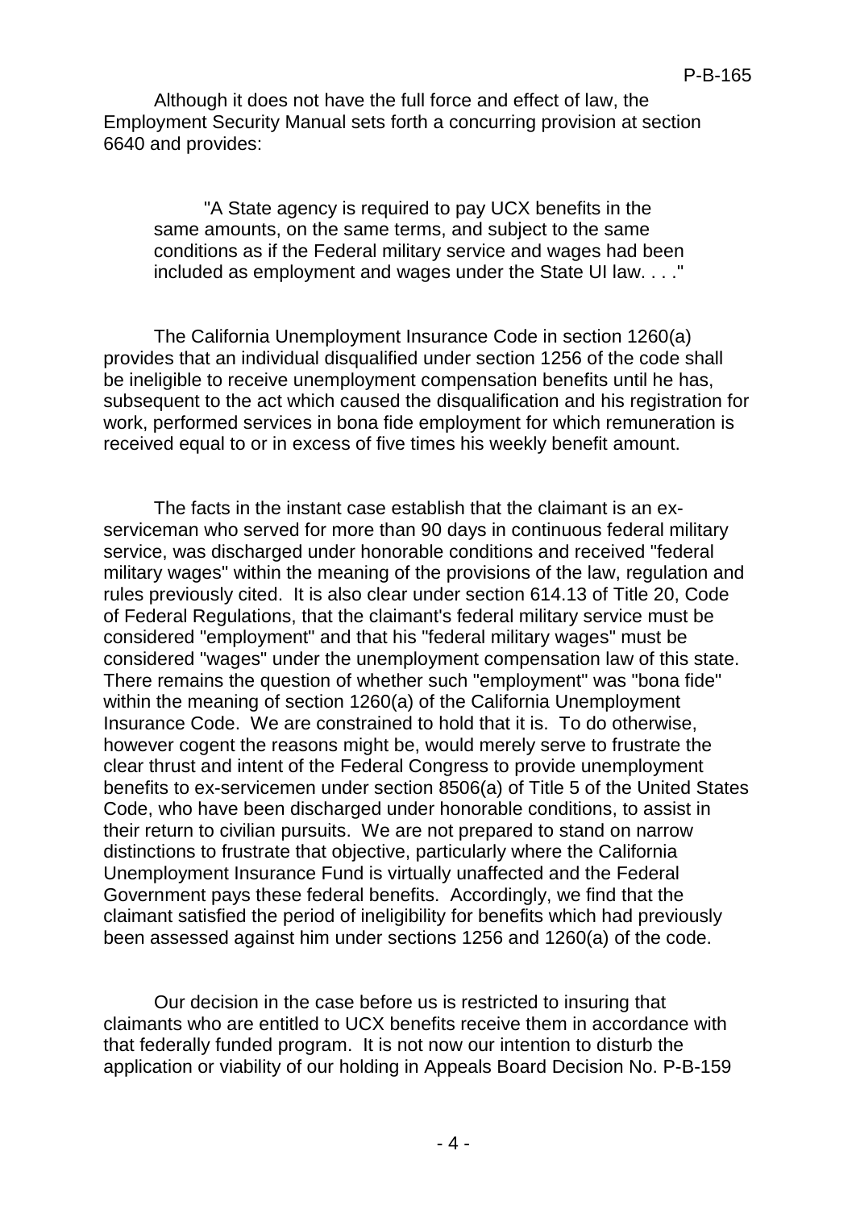Although it does not have the full force and effect of law, the Employment Security Manual sets forth a concurring provision at section 6640 and provides:

> "A State agency is required to pay UCX benefits in the same amounts, on the same terms, and subject to the same conditions as if the Federal military service and wages had been included as employment and wages under the State UI law. . . ."

The California Unemployment Insurance Code in section 1260(a) provides that an individual disqualified under section 1256 of the code shall be ineligible to receive unemployment compensation benefits until he has, subsequent to the act which caused the disqualification and his registration for work, performed services in bona fide employment for which remuneration is received equal to or in excess of five times his weekly benefit amount.

The facts in the instant case establish that the claimant is an ex-serviceman who served for more than 90 days in continuous federal military service, was discharged under honorable conditions and received "federal military wages" within the meaning of the provisions of the law, regulation and rules previously cited. It is also clear under section 614.13 of Title 20, Code of Federal Regulations, that the claimant's federal military service must be considered "employment" and that his "federal military wages" must be considered "wages" under the unemployment compensation law of this state. There remains the question of whether such "employment" was "bona fide" within the meaning of section 1260(a) of the California Unemployment Insurance Code. We are constrained to hold that it is. To do otherwise, however cogent the reasons might be, would merely serve to frustrate the clear thrust and intent of the Federal Congress to provide unemployment benefits to ex-servicemen under section 8506(a) of Title 5 of the United States Code, who have been discharged under honorable conditions, to assist in their return to civilian pursuits. We are not prepared to stand on narrow distinctions to frustrate that objective, particularly where the California Unemployment Insurance Fund is virtually unaffected and the Federal Government pays these federal benefits. Accordingly, we find that the claimant satisfied the period of ineligibility for benefits which had previously been assessed against him under sections 1256 and 1260(a) of the code.

Our decision in the case before us is restricted to insuring that claimants who are entitled to UCX benefits receive them in accordance with that federally funded program. It is not now our intention to disturb the application or viability of our holding in Appeals Board Decision No. P-B-159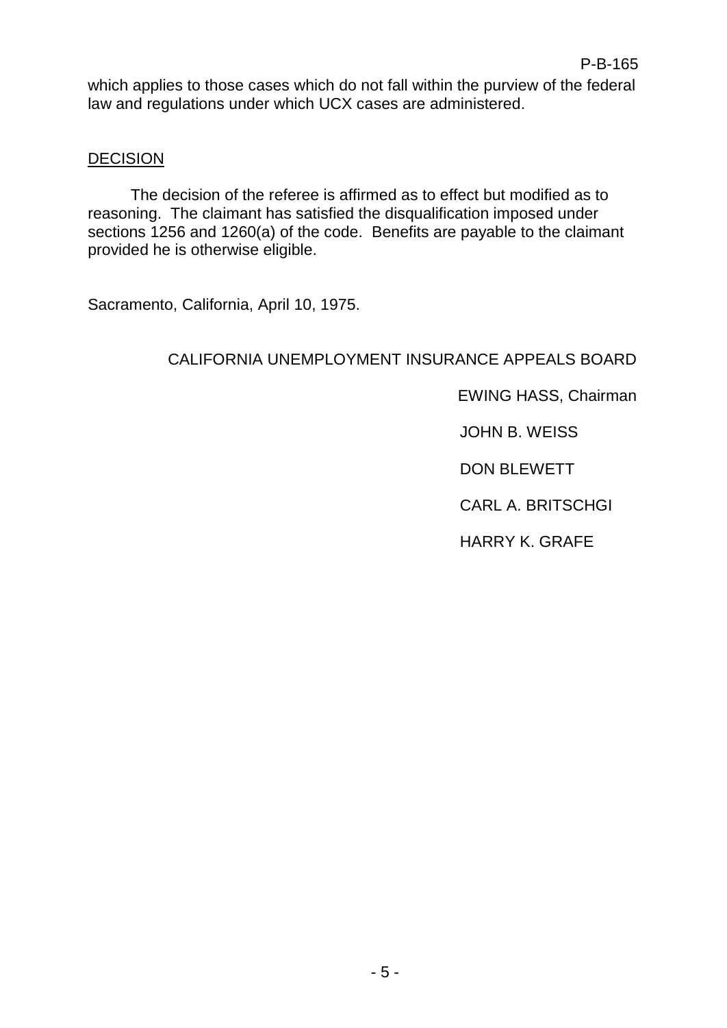which applies to those cases which do not fall within the purview of the federal law and regulations under which UCX cases are administered.

DECISION

The decision of the referee is affirmed as to effect but modified as to reasoning. The claimant has satisfied the disqualification imposed under sections 1256 and 1260(a) of the code. Benefits are payable to the claimant provided he is otherwise eligible.

Sacramento, California, April 10, 1975.

CALIFORNIA UNEMPLOYMENT INSURANCE APPEALS BOARD

EWING HASS, Chairman

JOHN B. WEISS

DON BLEWETT

CARL A. BRITSCHGI

HARRY K. GRAFE